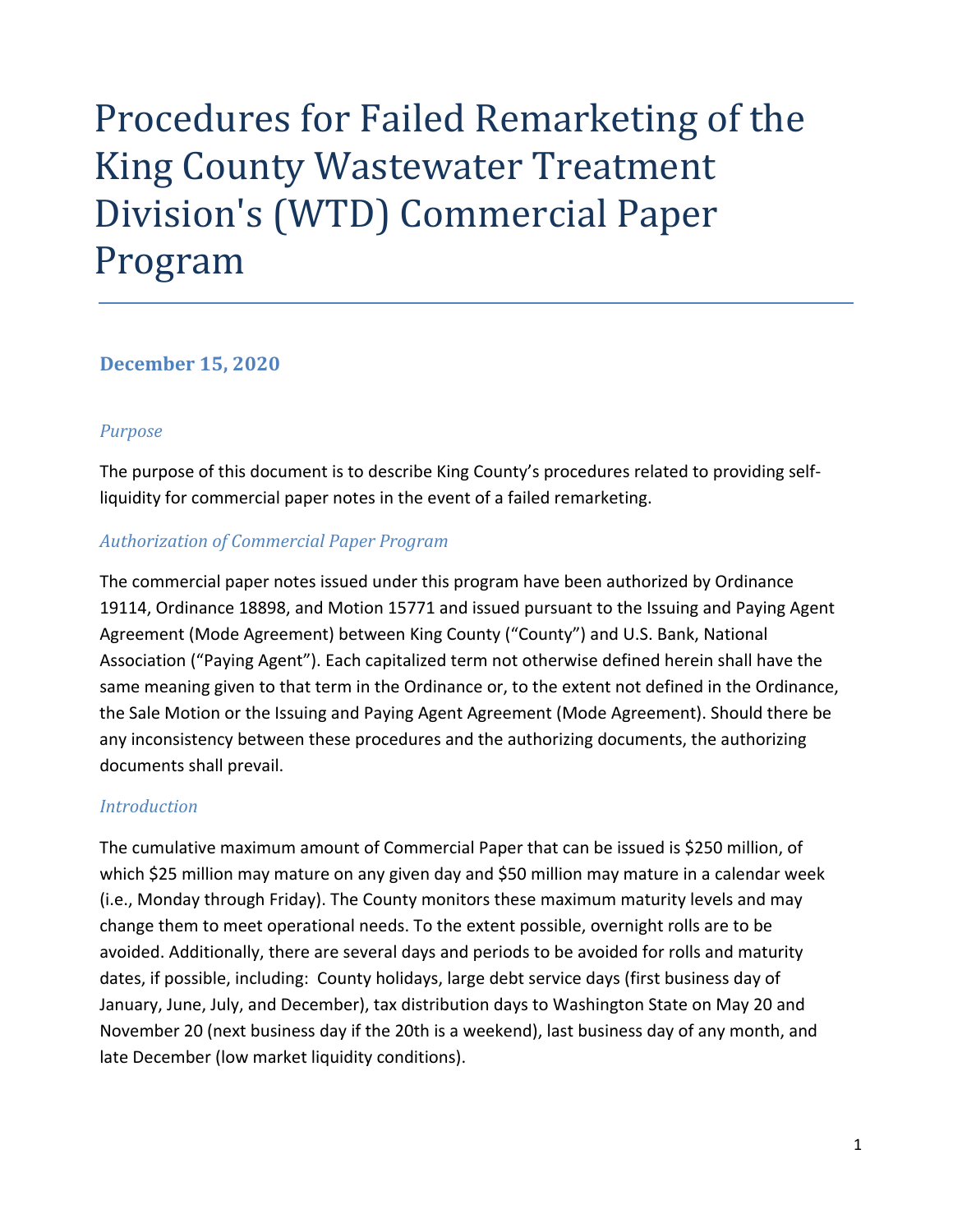# Procedures for Failed Remarketing of the King County Wastewater Treatment Division's (WTD) Commercial Paper Program

**December 15, 2020**

### *Purpose*

The purpose of this document is to describe King County's procedures related to providing self-liquidity for commercial paper notes in the event of a failed remarketing.

### *Authorization of Commercial Paper Program*

The commercial paper notes issued under this program have been authorized by Ordinance 19114, Ordinance 18898, and Motion 15771 and issued pursuant to the Issuing and Paying Agent Agreement (Mode Agreement) between King County ("County") and U.S. Bank, National Association ("Paying Agent"). Each capitalized term not otherwise defined herein shall have the same meaning given to that term in the Ordinance or, to the extent not defined in the Ordinance, the Sale Motion or the Issuing and Paying Agent Agreement (Mode Agreement). Should there be any inconsistency between these procedures and the authorizing documents, the authorizing documents shall prevail.

### *Introduction*

The cumulative maximum amount of Commercial Paper that can be issued is $250 million, of which $25 million may mature on any given day and $50 million may mature in a calendar week (i.e., Monday through Friday). The County monitors these maximum maturity levels and may change them to meet operational needs. To the extent possible, overnight rolls are to be avoided. Additionally, there are several days and periods to be avoided for rolls and maturity dates, if possible, including: County holidays, large debt service days (first business day of January, June, July, and December), tax distribution days to Washington State on May 20 and November 20 (next business day if the 20th is a weekend), last business day of any month, and late December (low market liquidity conditions).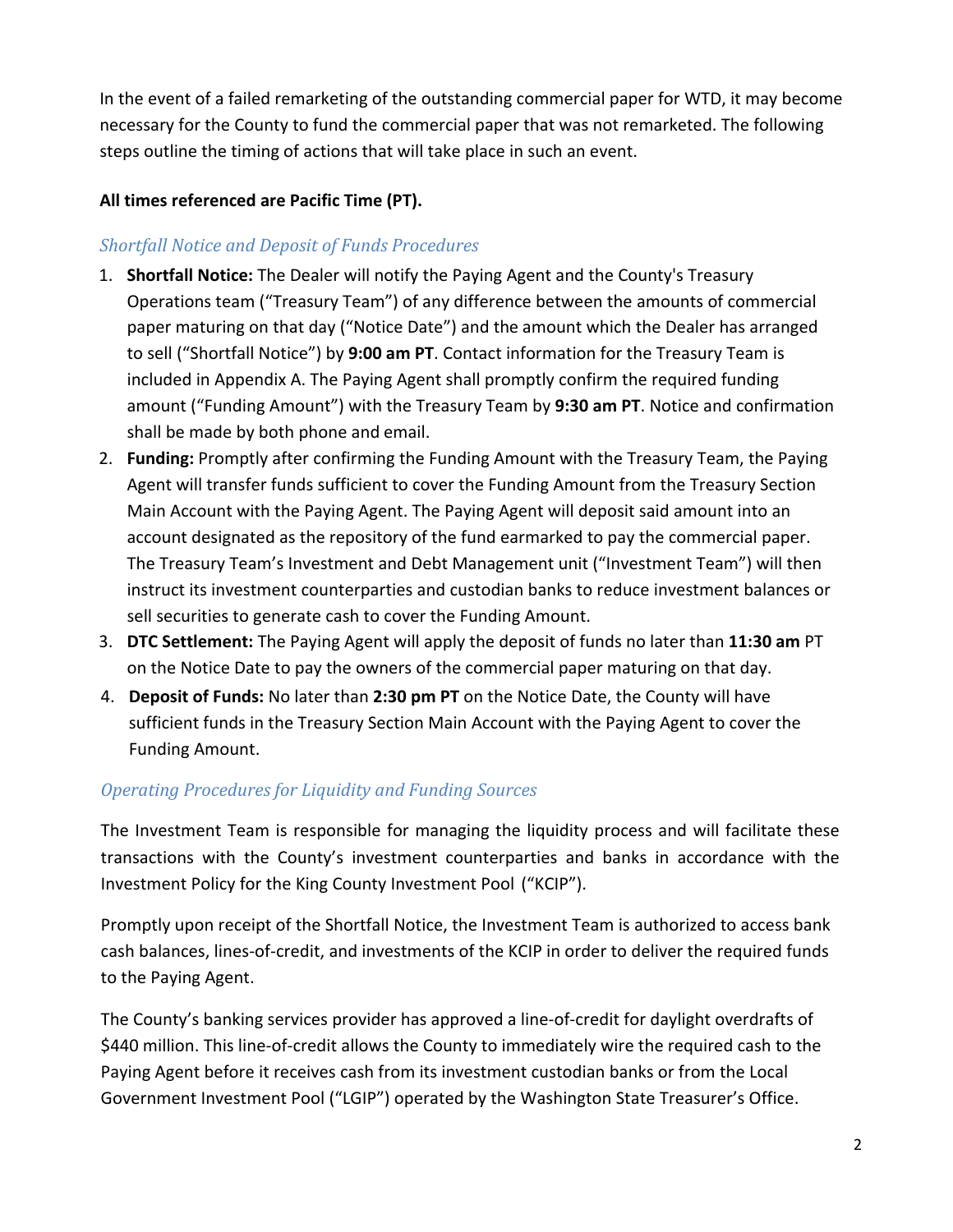In the event of a failed remarketing of the outstanding commercial paper for WTD, it may become necessary for the County to fund the commercial paper that was not remarketed. The following steps outline the timing of actions that will take place in such an event.

**All times referenced are Pacific Time (PT).**

### *Shortfall Notice and Deposit of Funds Procedures*

1. **Shortfall Notice:** The Dealer will notify the Paying Agent and the County's Treasury Operations team ("Treasury Team") of any difference between the amounts of commercial paper maturing on that day ("Notice Date") and the amount which the Dealer has arranged to sell ("Shortfall Notice") by **9:00 am PT**. Contact information for the Treasury Team is included in Appendix A. The Paying Agent shall promptly confirm the required funding amount ("Funding Amount") with the Treasury Team by **9:30 am PT**. Notice and confirmation shall be made by both phone and email.
2. **Funding:** Promptly after confirming the Funding Amount with the Treasury Team, the Paying Agent will transfer funds sufficient to cover the Funding Amount from the Treasury Section Main Account with the Paying Agent. The Paying Agent will deposit said amount into an account designated as the repository of the fund earmarked to pay the commercial paper. The Treasury Team's Investment and Debt Management unit ("Investment Team") will then instruct its investment counterparties and custodian banks to reduce investment balances or sell securities to generate cash to cover the Funding Amount.
3. **DTC Settlement:** The Paying Agent will apply the deposit of funds no later than **11:30 am** PT on the Notice Date to pay the owners of the commercial paper maturing on that day.
4. **Deposit of Funds:** No later than **2:30 pm PT** on the Notice Date, the County will have sufficient funds in the Treasury Section Main Account with the Paying Agent to cover the Funding Amount.

### *Operating Procedures for Liquidity and Funding Sources*

The Investment Team is responsible for managing the liquidity process and will facilitate these transactions with the County's investment counterparties and banks in accordance with the Investment Policy for the King County Investment Pool ("KCIP").

Promptly upon receipt of the Shortfall Notice, the Investment Team is authorized to access bank cash balances, lines-of-credit, and investments of the KCIP in order to deliver the required funds to the Paying Agent.

The County's banking services provider has approved a line-of-credit for daylight overdrafts of $440 million. This line-of-credit allows the County to immediately wire the required cash to the Paying Agent before it receives cash from its investment custodian banks or from the Local Government Investment Pool ("LGIP") operated by the Washington State Treasurer's Office.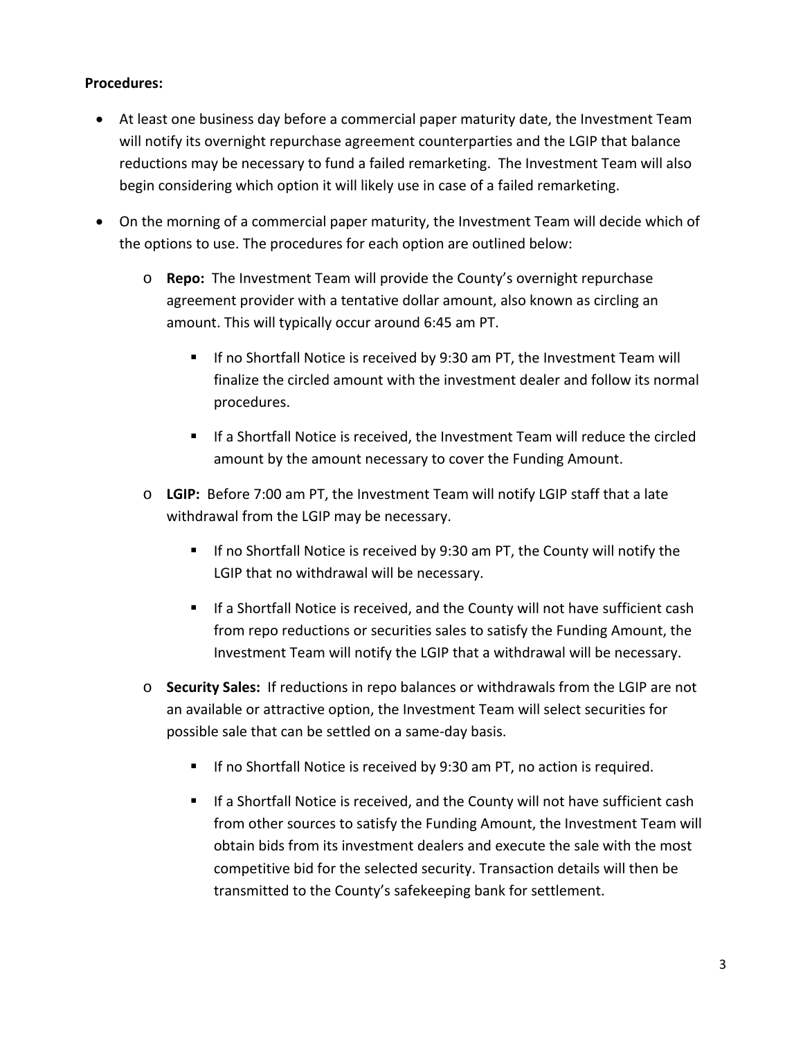**Procedures:**

- At least one business day before a commercial paper maturity date, the Investment Team will notify its overnight repurchase agreement counterparties and the LGIP that balance reductions may be necessary to fund a failed remarketing. The Investment Team will also begin considering which option it will likely use in case of a failed remarketing.

- On the morning of a commercial paper maturity, the Investment Team will decide which of the options to use. The procedures for each option are outlined below:

  - **Repo:** The Investment Team will provide the County's overnight repurchase agreement provider with a tentative dollar amount, also known as circling an amount. This will typically occur around 6:45 am PT.

    - If no Shortfall Notice is received by 9:30 am PT, the Investment Team will finalize the circled amount with the investment dealer and follow its normal procedures.

    - If a Shortfall Notice is received, the Investment Team will reduce the circled amount by the amount necessary to cover the Funding Amount.

  - **LGIP:** Before 7:00 am PT, the Investment Team will notify LGIP staff that a late withdrawal from the LGIP may be necessary.

    - If no Shortfall Notice is received by 9:30 am PT, the County will notify the LGIP that no withdrawal will be necessary.

    - If a Shortfall Notice is received, and the County will not have sufficient cash from repo reductions or securities sales to satisfy the Funding Amount, the Investment Team will notify the LGIP that a withdrawal will be necessary.

  - **Security Sales:** If reductions in repo balances or withdrawals from the LGIP are not an available or attractive option, the Investment Team will select securities for possible sale that can be settled on a same-day basis.

    - If no Shortfall Notice is received by 9:30 am PT, no action is required.

    - If a Shortfall Notice is received, and the County will not have sufficient cash from other sources to satisfy the Funding Amount, the Investment Team will obtain bids from its investment dealers and execute the sale with the most competitive bid for the selected security. Transaction details will then be transmitted to the County's safekeeping bank for settlement.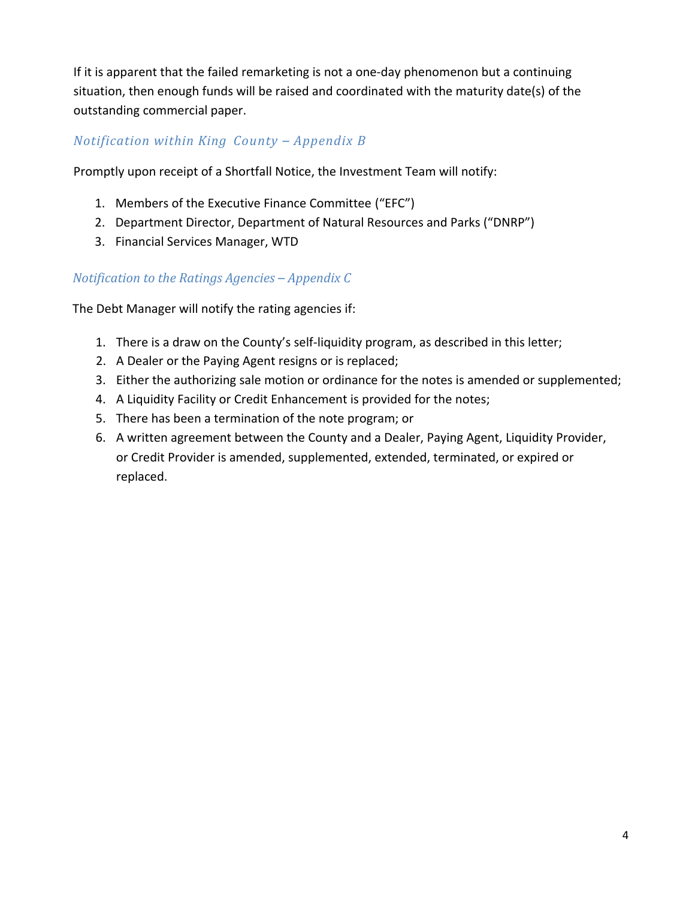If it is apparent that the failed remarketing is not a one-day phenomenon but a continuing situation, then enough funds will be raised and coordinated with the maturity date(s) of the outstanding commercial paper.

### *Notification within King County – Appendix B*

Promptly upon receipt of a Shortfall Notice, the Investment Team will notify:

1. Members of the Executive Finance Committee ("EFC")
2. Department Director, Department of Natural Resources and Parks ("DNRP")
3. Financial Services Manager, WTD

### *Notification to the Ratings Agencies – Appendix C*

The Debt Manager will notify the rating agencies if:

1. There is a draw on the County's self-liquidity program, as described in this letter;
2. A Dealer or the Paying Agent resigns or is replaced;
3. Either the authorizing sale motion or ordinance for the notes is amended or supplemented;
4. A Liquidity Facility or Credit Enhancement is provided for the notes;
5. There has been a termination of the note program; or
6. A written agreement between the County and a Dealer, Paying Agent, Liquidity Provider, or Credit Provider is amended, supplemented, extended, terminated, or expired or replaced.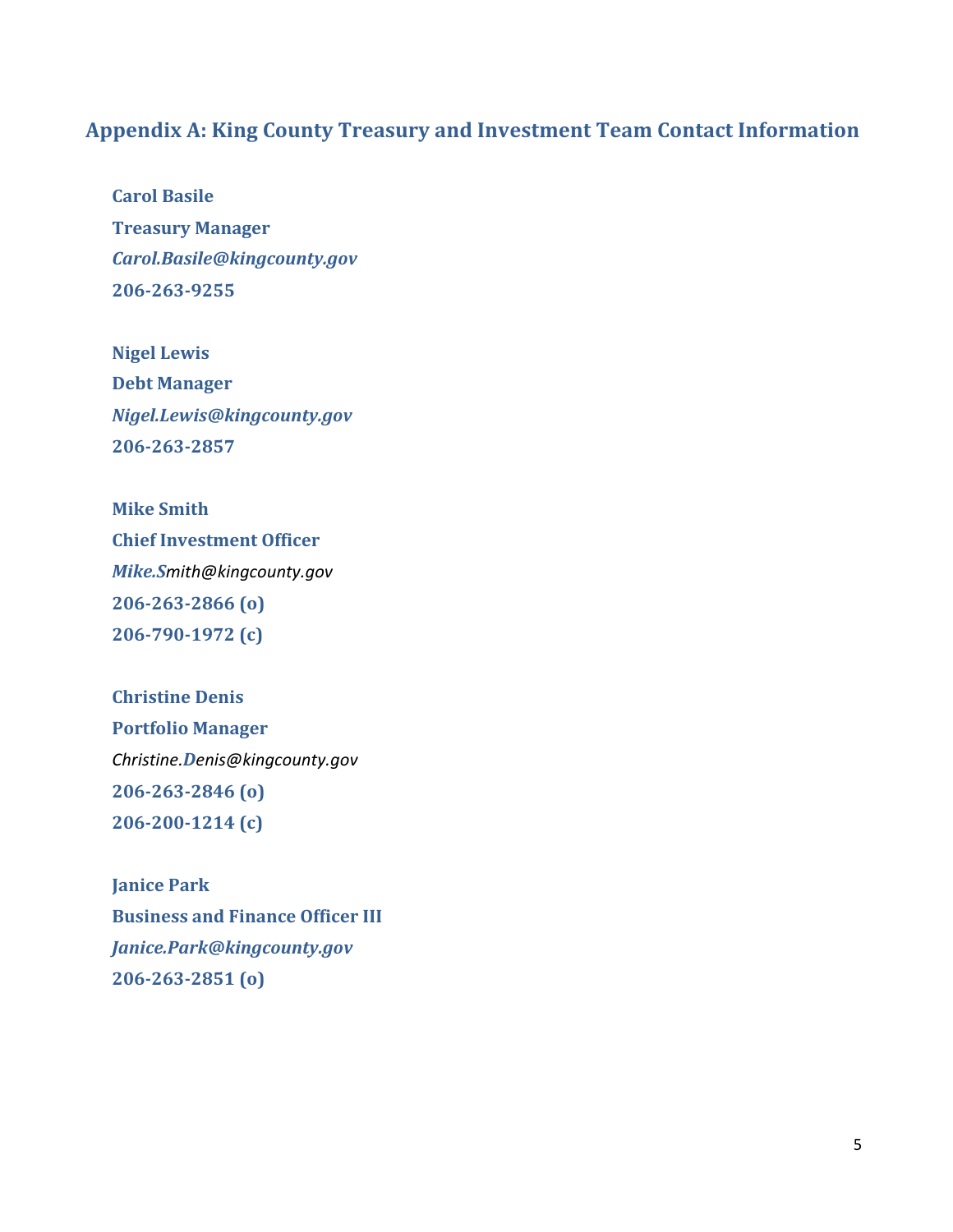## Appendix A: King County Treasury and Investment Team Contact Information

**Carol Basile**
**Treasury Manager**
***Carol.Basile@kingcounty.gov***
**206-263-9255**

**Nigel Lewis**
**Debt Manager**
***Nigel.Lewis@kingcounty.gov***
**206-263-2857**

**Mike Smith**
**Chief Investment Officer**
*Mike.Smith@kingcounty.gov*
**206-263-2866 (o)**
**206-790-1972 (c)**

**Christine Denis**
**Portfolio Manager**
*Christine.Denis@kingcounty.gov*
**206-263-2846 (o)**
**206-200-1214 (c)**

**Janice Park**
**Business and Finance Officer III**
***Janice.Park@kingcounty.gov***
**206-263-2851 (o)**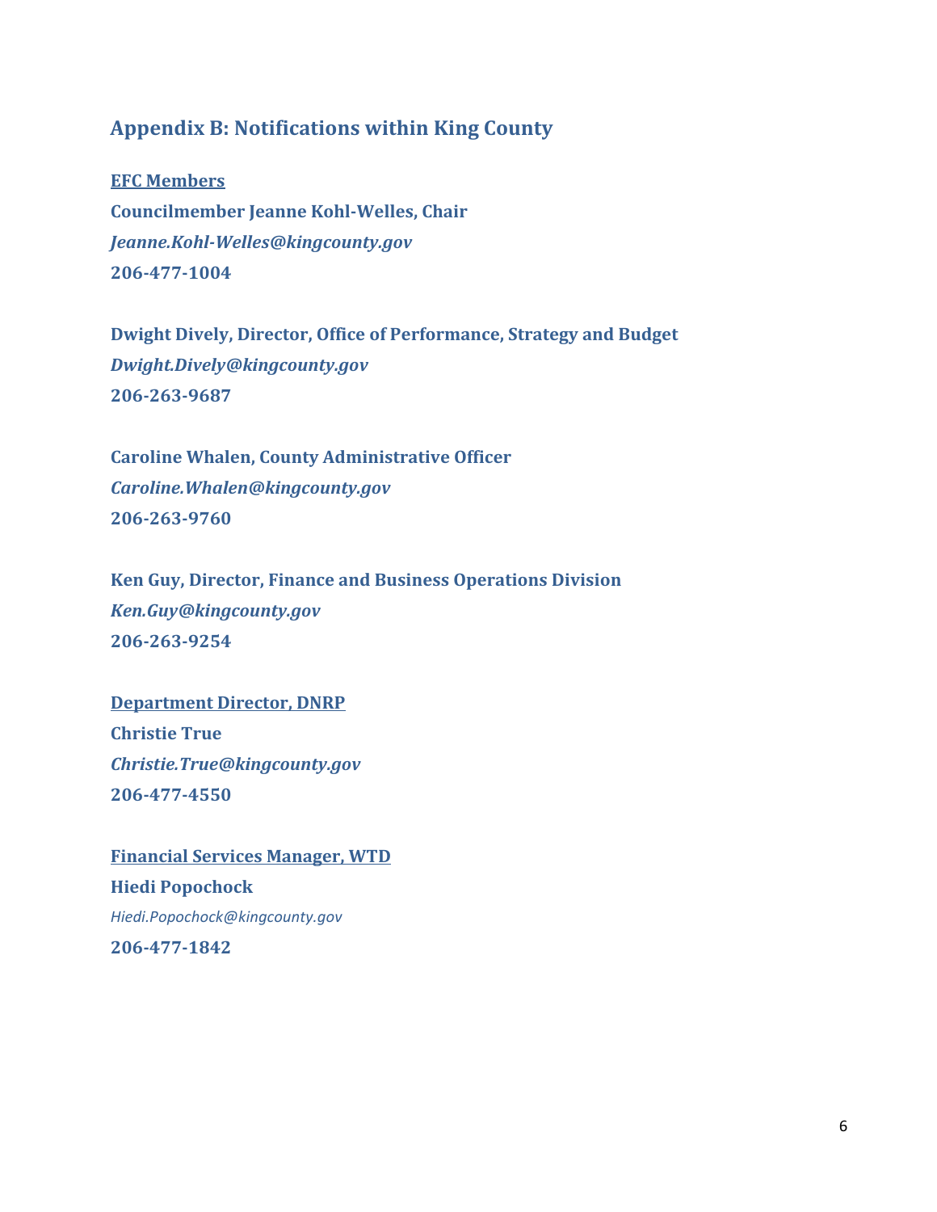## Appendix B: Notifications within King County

**EFC Members**

**Councilmember Jeanne Kohl-Welles, Chair**
***Jeanne.Kohl-Welles@kingcounty.gov***
**206-477-1004**

**Dwight Dively, Director, Office of Performance, Strategy and Budget**
***Dwight.Dively@kingcounty.gov***
**206-263-9687**

**Caroline Whalen, County Administrative Officer**
***Caroline.Whalen@kingcounty.gov***
**206-263-9760**

**Ken Guy, Director, Finance and Business Operations Division**
***Ken.Guy@kingcounty.gov***
**206-263-9254**

**Department Director, DNRP**

**Christie True**
***Christie.True@kingcounty.gov***
**206-477-4550**

**Financial Services Manager, WTD**

**Hiedi Popochock**
*Hiedi.Popochock@kingcounty.gov*
**206-477-1842**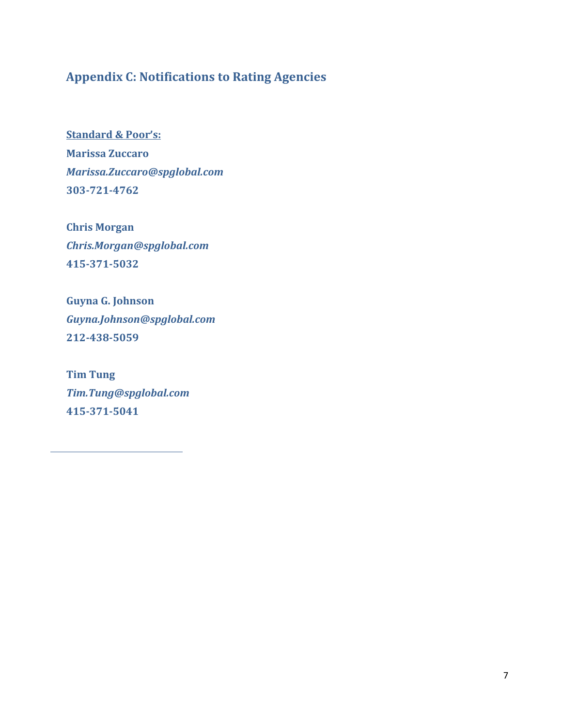## Appendix C: Notifications to Rating Agencies

**Standard & Poor's:**

**Marissa Zuccaro**
***Marissa.Zuccaro@spglobal.com***
**303-721-4762**

**Chris Morgan**
***Chris.Morgan@spglobal.com***
**415-371-5032**

**Guyna G. Johnson**
***Guyna.Johnson@spglobal.com***
**212-438-5059**

**Tim Tung**
***Tim.Tung@spglobal.com***
**415-371-5041**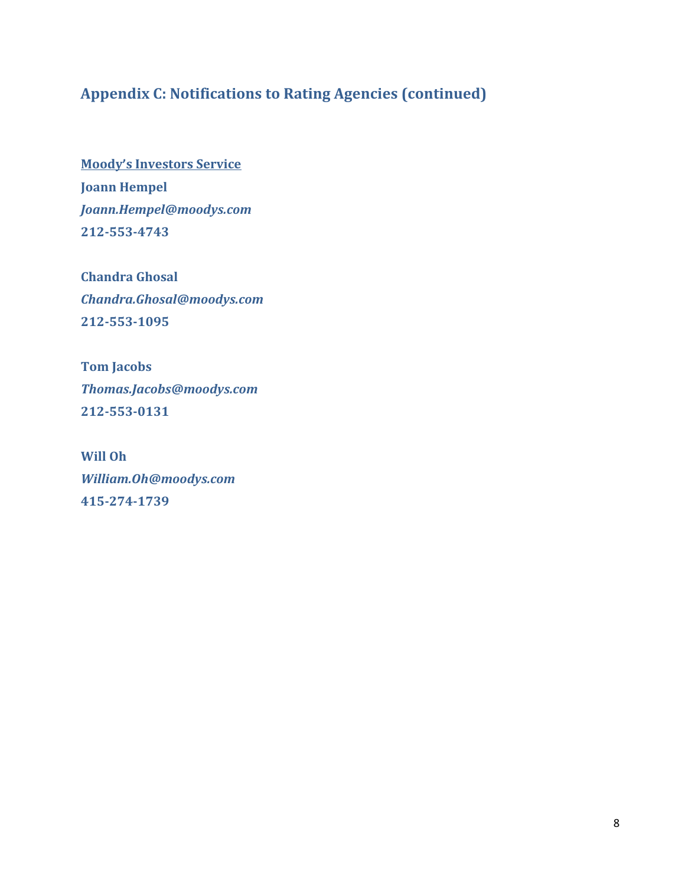## Appendix C: Notifications to Rating Agencies (continued)

**Moody's Investors Service**
**Joann Hempel**
***Joann.Hempel@moodys.com***
**212-553-4743**

**Chandra Ghosal**
***Chandra.Ghosal@moodys.com***
**212-553-1095**

**Tom Jacobs**
***Thomas.Jacobs@moodys.com***
**212-553-0131**

**Will Oh**
***William.Oh@moodys.com***
**415-274-1739**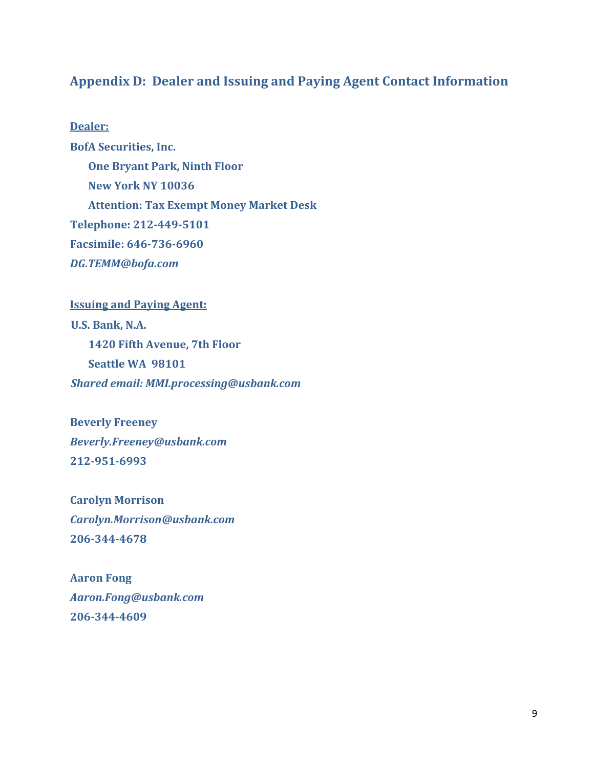## Appendix D: Dealer and Issuing and Paying Agent Contact Information

**Dealer:**

**BofA Securities, Inc.**

**One Bryant Park, Ninth Floor**

**New York NY 10036**

**Attention: Tax Exempt Money Market Desk**

**Telephone: 212-449-5101**

**Facsimile: 646-736-6960**

***DG.TEMM@bofa.com***

**Issuing and Paying Agent:**

**U.S. Bank, N.A.**

**1420 Fifth Avenue, 7th Floor**

**Seattle WA 98101**

***Shared email: MMI.processing@usbank.com***

**Beverly Freeney**

***Beverly.Freeney@usbank.com***

**212-951-6993**

**Carolyn Morrison**

***Carolyn.Morrison@usbank.com***

**206-344-4678**

**Aaron Fong**

***Aaron.Fong@usbank.com***

**206-344-4609**